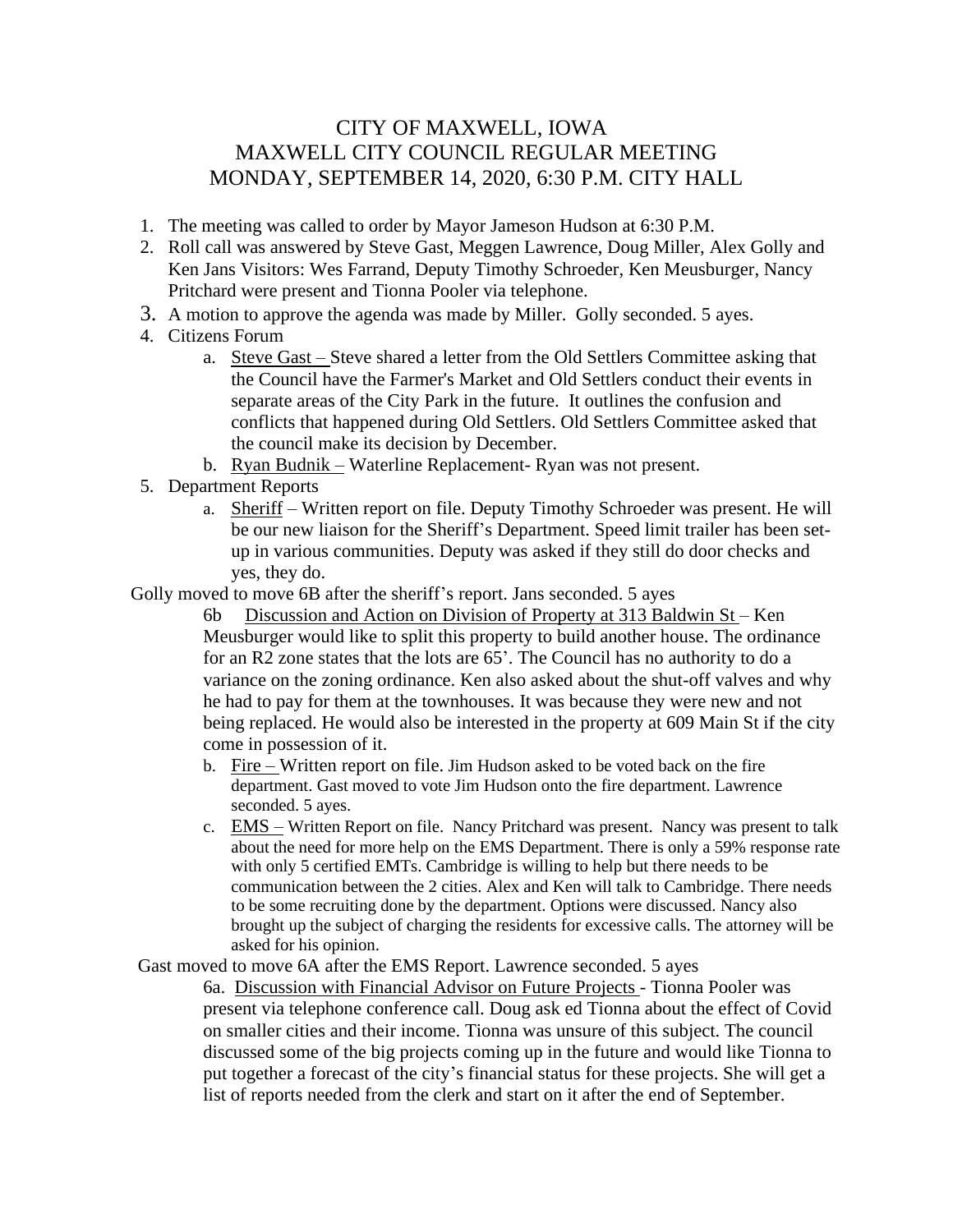# CITY OF MAXWELL, IOWA
## MAXWELL CITY COUNCIL REGULAR MEETING
## MONDAY, SEPTEMBER 14, 2020, 6:30 P.M. CITY HALL

1. The meeting was called to order by Mayor Jameson Hudson at 6:30 P.M.
2. Roll call was answered by Steve Gast, Meggen Lawrence, Doug Miller, Alex Golly and Ken Jans Visitors: Wes Farrand, Deputy Timothy Schroeder, Ken Meusburger, Nancy Pritchard were present and Tionna Pooler via telephone.
3. A motion to approve the agenda was made by Miller. Golly seconded. 5 ayes.
4. Citizens Forum
   a. Steve Gast – Steve shared a letter from the Old Settlers Committee asking that the Council have the Farmer's Market and Old Settlers conduct their events in separate areas of the City Park in the future. It outlines the confusion and conflicts that happened during Old Settlers. Old Settlers Committee asked that the council make its decision by December.
   b. Ryan Budnik – Waterline Replacement- Ryan was not present.
5. Department Reports
   a. Sheriff – Written report on file. Deputy Timothy Schroeder was present. He will be our new liaison for the Sheriff's Department. Speed limit trailer has been set-up in various communities. Deputy was asked if they still do door checks and yes, they do.

Golly moved to move 6B after the sheriff's report. Jans seconded. 5 ayes

6b Discussion and Action on Division of Property at 313 Baldwin St – Ken Meusburger would like to split this property to build another house. The ordinance for an R2 zone states that the lots are 65'. The Council has no authority to do a variance on the zoning ordinance. Ken also asked about the shut-off valves and why he had to pay for them at the townhouses. It was because they were new and not being replaced. He would also be interested in the property at 609 Main St if the city come in possession of it.

   b. Fire – Written report on file. Jim Hudson asked to be voted back on the fire department. Gast moved to vote Jim Hudson onto the fire department. Lawrence seconded. 5 ayes.
   c. EMS – Written Report on file. Nancy Pritchard was present. Nancy was present to talk about the need for more help on the EMS Department. There is only a 59% response rate with only 5 certified EMTs. Cambridge is willing to help but there needs to be communication between the 2 cities. Alex and Ken will talk to Cambridge. There needs to be some recruiting done by the department. Options were discussed. Nancy also brought up the subject of charging the residents for excessive calls. The attorney will be asked for his opinion.

Gast moved to move 6A after the EMS Report. Lawrence seconded. 5 ayes

6a. Discussion with Financial Advisor on Future Projects - Tionna Pooler was present via telephone conference call. Doug ask ed Tionna about the effect of Covid on smaller cities and their income. Tionna was unsure of this subject. The council discussed some of the big projects coming up in the future and would like Tionna to put together a forecast of the city's financial status for these projects. She will get a list of reports needed from the clerk and start on it after the end of September.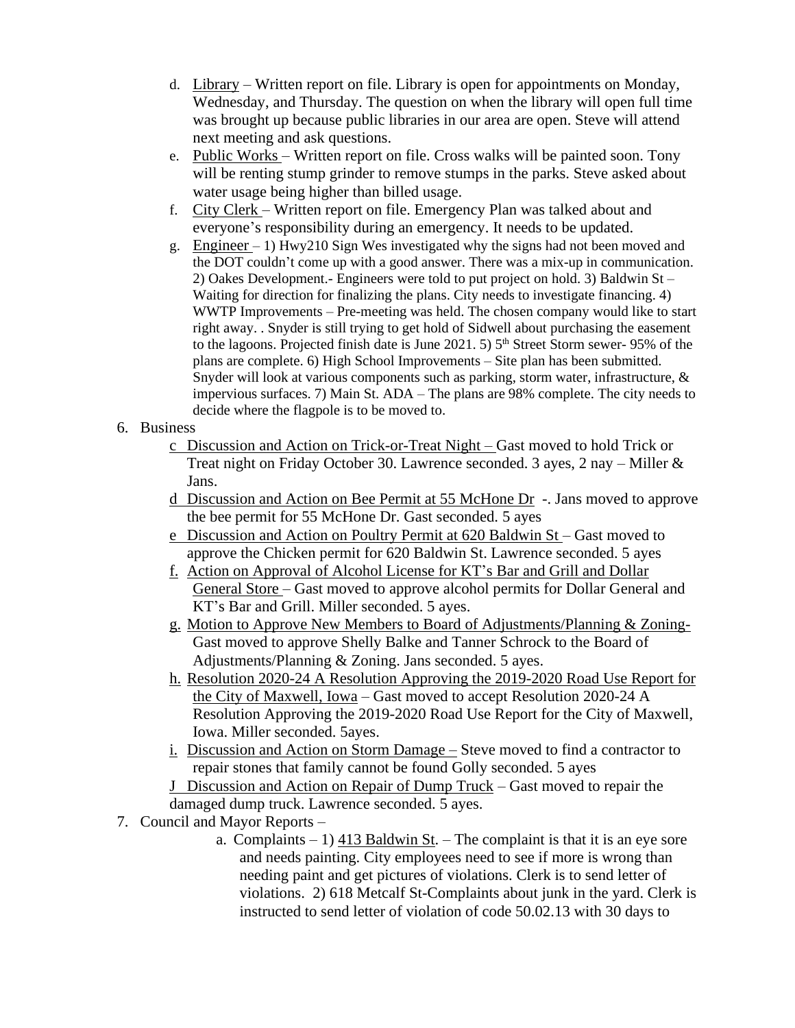d. <u>Library</u> – Written report on file. Library is open for appointments on Monday, Wednesday, and Thursday. The question on when the library will open full time was brought up because public libraries in our area are open. Steve will attend next meeting and ask questions.

e. <u>Public Works</u> – Written report on file. Cross walks will be painted soon. Tony will be renting stump grinder to remove stumps in the parks. Steve asked about water usage being higher than billed usage.

f. <u>City Clerk</u> – Written report on file. Emergency Plan was talked about and everyone's responsibility during an emergency. It needs to be updated.

g. <u>Engineer</u> – 1) Hwy210 Sign Wes investigated why the signs had not been moved and the DOT couldn't come up with a good answer. There was a mix-up in communication. 2) Oakes Development.- Engineers were told to put project on hold. 3) Baldwin St – Waiting for direction for finalizing the plans. City needs to investigate financing. 4) WWTP Improvements – Pre-meeting was held. The chosen company would like to start right away. . Snyder is still trying to get hold of Sidwell about purchasing the easement to the lagoons. Projected finish date is June 2021. 5) 5th Street Storm sewer- 95% of the plans are complete. 6) High School Improvements – Site plan has been submitted. Snyder will look at various components such as parking, storm water, infrastructure, & impervious surfaces. 7) Main St. ADA – The plans are 98% complete. The city needs to decide where the flagpole is to be moved to.

6. Business

c <u>Discussion and Action on Trick-or-Treat Night –</u> Gast moved to hold Trick or Treat night on Friday October 30. Lawrence seconded. 3 ayes, 2 nay – Miller & Jans.

d <u>Discussion and Action on Bee Permit at 55 McHone Dr</u> -. Jans moved to approve the bee permit for 55 McHone Dr. Gast seconded. 5 ayes

e <u>Discussion and Action on Poultry Permit at 620 Baldwin St</u> – Gast moved to approve the Chicken permit for 620 Baldwin St. Lawrence seconded. 5 ayes

f. <u>Action on Approval of Alcohol License for KT's Bar and Grill and Dollar General Store</u> – Gast moved to approve alcohol permits for Dollar General and KT's Bar and Grill. Miller seconded. 5 ayes.

g. <u>Motion to Approve New Members to Board of Adjustments/Planning & Zoning-</u> Gast moved to approve Shelly Balke and Tanner Schrock to the Board of Adjustments/Planning & Zoning. Jans seconded. 5 ayes.

h. <u>Resolution 2020-24 A Resolution Approving the 2019-2020 Road Use Report for the City of Maxwell, Iowa</u> – Gast moved to accept Resolution 2020-24 A Resolution Approving the 2019-2020 Road Use Report for the City of Maxwell, Iowa. Miller seconded. 5ayes.

i. <u>Discussion and Action on Storm Damage –</u> Steve moved to find a contractor to repair stones that family cannot be found Golly seconded. 5 ayes

J <u>Discussion and Action on Repair of Dump Truck</u> – Gast moved to repair the damaged dump truck. Lawrence seconded. 5 ayes.

7. Council and Mayor Reports –

a. Complaints – 1) <u>413 Baldwin St</u>. – The complaint is that it is an eye sore and needs painting. City employees need to see if more is wrong than needing paint and get pictures of violations. Clerk is to send letter of violations. 2) 618 Metcalf St-Complaints about junk in the yard. Clerk is instructed to send letter of violation of code 50.02.13 with 30 days to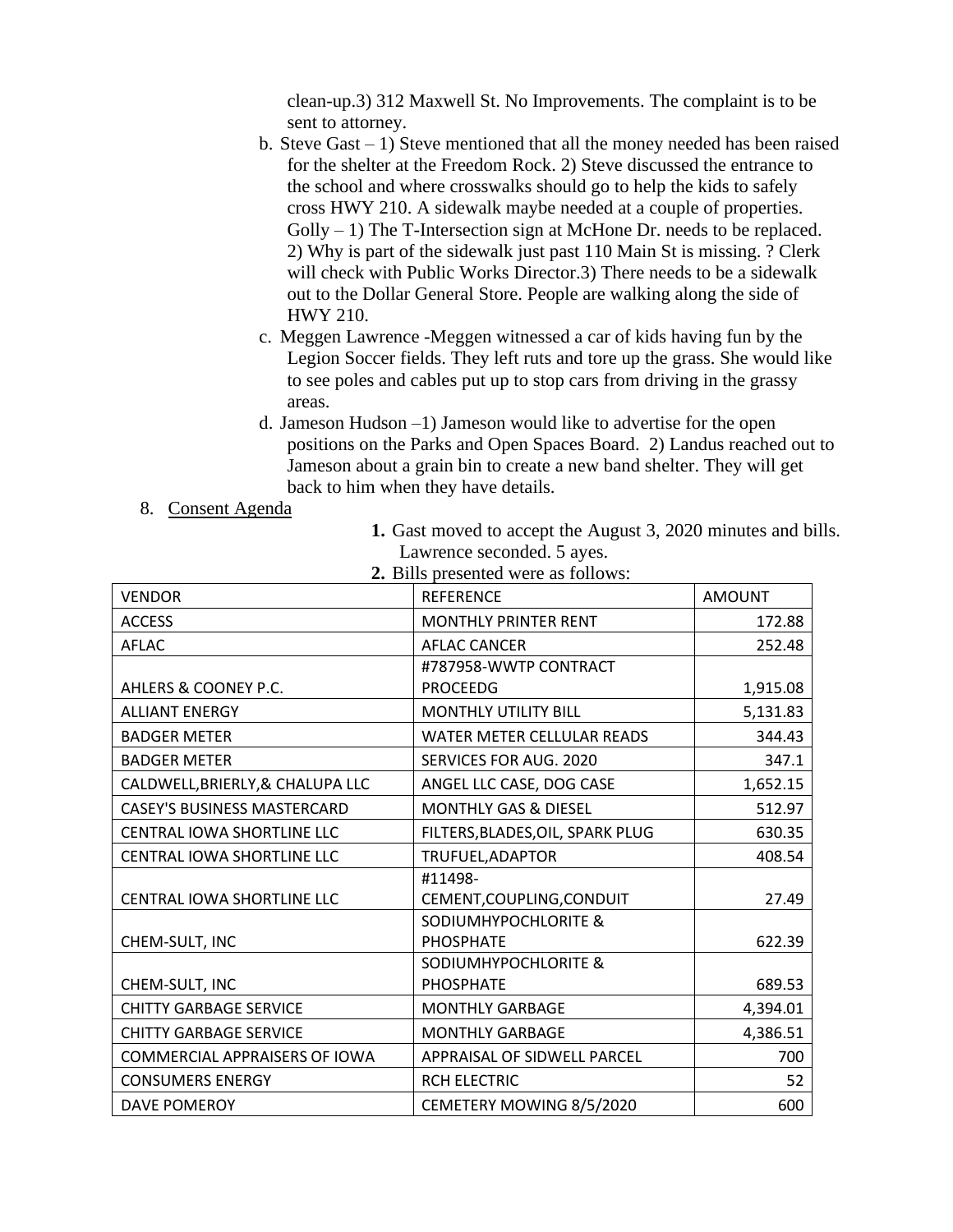clean-up.3) 312 Maxwell St. No Improvements. The complaint is to be sent to attorney.

b. Steve Gast – 1) Steve mentioned that all the money needed has been raised for the shelter at the Freedom Rock. 2) Steve discussed the entrance to the school and where crosswalks should go to help the kids to safely cross HWY 210. A sidewalk maybe needed at a couple of properties. Golly – 1) The T-Intersection sign at McHone Dr. needs to be replaced. 2) Why is part of the sidewalk just past 110 Main St is missing. ? Clerk will check with Public Works Director.3) There needs to be a sidewalk out to the Dollar General Store. People are walking along the side of HWY 210.

c. Meggen Lawrence -Meggen witnessed a car of kids having fun by the Legion Soccer fields. They left ruts and tore up the grass. She would like to see poles and cables put up to stop cars from driving in the grassy areas.

d. Jameson Hudson –1) Jameson would like to advertise for the open positions on the Parks and Open Spaces Board. 2) Landus reached out to Jameson about a grain bin to create a new band shelter. They will get back to him when they have details.

8. Consent Agenda

   1. Gast moved to accept the August 3, 2020 minutes and bills. Lawrence seconded. 5 ayes.
   2. Bills presented were as follows:

| VENDOR | REFERENCE | AMOUNT |
|---|---|---|
| ACCESS | MONTHLY PRINTER RENT | 172.88 |
| AFLAC | AFLAC CANCER | 252.48 |
| AHLERS & COONEY P.C. | #787958-WWTP CONTRACT PROCEEDG | 1,915.08 |
| ALLIANT ENERGY | MONTHLY UTILITY BILL | 5,131.83 |
| BADGER METER | WATER METER CELLULAR READS | 344.43 |
| BADGER METER | SERVICES FOR AUG. 2020 | 347.1 |
| CALDWELL,BRIERLY,& CHALUPA LLC | ANGEL LLC CASE, DOG CASE | 1,652.15 |
| CASEY'S BUSINESS MASTERCARD | MONTHLY GAS & DIESEL | 512.97 |
| CENTRAL IOWA SHORTLINE LLC | FILTERS,BLADES,OIL, SPARK PLUG | 630.35 |
| CENTRAL IOWA SHORTLINE LLC | TRUFUEL,ADAPTOR | 408.54 |
| CENTRAL IOWA SHORTLINE LLC | #11498-CEMENT,COUPLING,CONDUIT | 27.49 |
| CHEM-SULT, INC | SODIUMHYPOCHLORITE & PHOSPHATE | 622.39 |
| CHEM-SULT, INC | SODIUMHYPOCHLORITE & PHOSPHATE | 689.53 |
| CHITTY GARBAGE SERVICE | MONTHLY GARBAGE | 4,394.01 |
| CHITTY GARBAGE SERVICE | MONTHLY GARBAGE | 4,386.51 |
| COMMERCIAL APPRAISERS OF IOWA | APPRAISAL OF SIDWELL PARCEL | 700 |
| CONSUMERS ENERGY | RCH ELECTRIC | 52 |
| DAVE POMEROY | CEMETERY MOWING 8/5/2020 | 600 |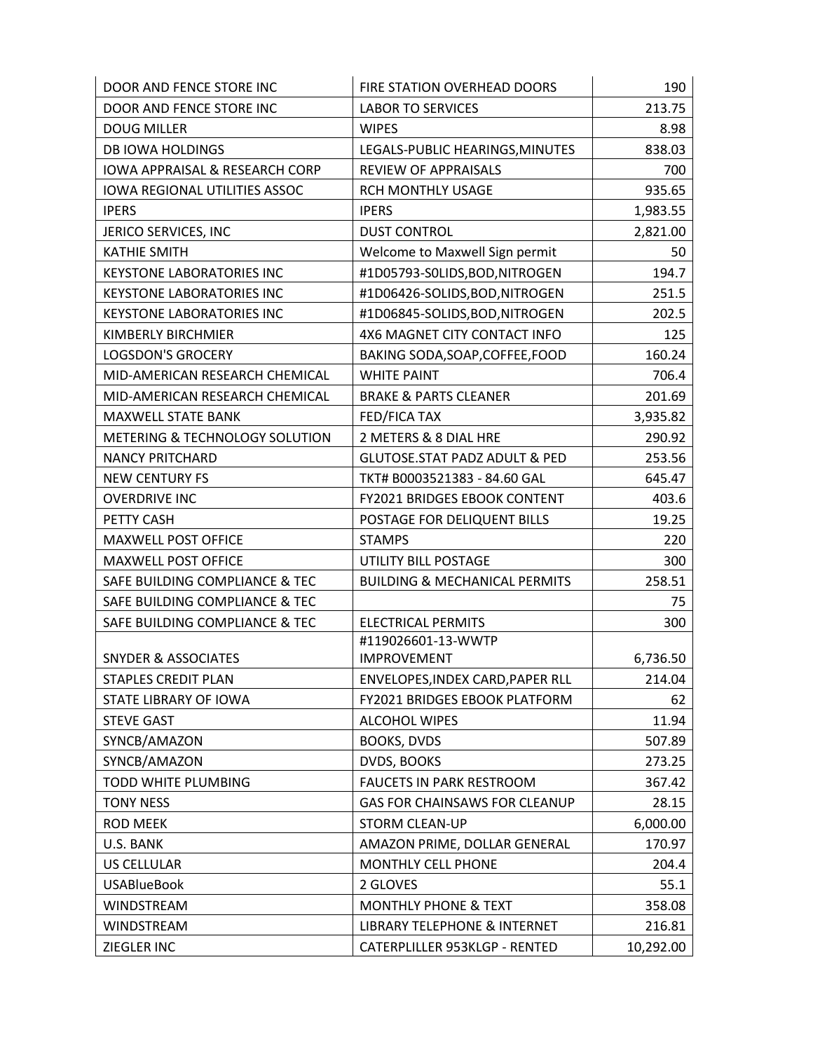| | | |
|---|---|---|
| DOOR AND FENCE STORE INC | FIRE STATION OVERHEAD DOORS | 190 |
| DOOR AND FENCE STORE INC | LABOR TO SERVICES | 213.75 |
| DOUG MILLER | WIPES | 8.98 |
| DB IOWA HOLDINGS | LEGALS-PUBLIC HEARINGS,MINUTES | 838.03 |
| IOWA APPRAISAL & RESEARCH CORP | REVIEW OF APPRAISALS | 700 |
| IOWA REGIONAL UTILITIES ASSOC | RCH MONTHLY USAGE | 935.65 |
| IPERS | IPERS | 1,983.55 |
| JERICO SERVICES, INC | DUST CONTROL | 2,821.00 |
| KATHIE SMITH | Welcome to Maxwell Sign permit | 50 |
| KEYSTONE LABORATORIES INC | #1D05793-S0LIDS,BOD,NITROGEN | 194.7 |
| KEYSTONE LABORATORIES INC | #1D06426-SOLIDS,BOD,NITROGEN | 251.5 |
| KEYSTONE LABORATORIES INC | #1D06845-SOLIDS,BOD,NITROGEN | 202.5 |
| KIMBERLY BIRCHMIER | 4X6 MAGNET CITY CONTACT INFO | 125 |
| LOGSDON'S GROCERY | BAKING SODA,SOAP,COFFEE,FOOD | 160.24 |
| MID-AMERICAN RESEARCH CHEMICAL | WHITE PAINT | 706.4 |
| MID-AMERICAN RESEARCH CHEMICAL | BRAKE & PARTS CLEANER | 201.69 |
| MAXWELL STATE BANK | FED/FICA TAX | 3,935.82 |
| METERING & TECHNOLOGY SOLUTION | 2 METERS & 8 DIAL HRE | 290.92 |
| NANCY PRITCHARD | GLUTOSE.STAT PADZ ADULT & PED | 253.56 |
| NEW CENTURY FS | TKT# B0003521383 - 84.60 GAL | 645.47 |
| OVERDRIVE INC | FY2021 BRIDGES EBOOK CONTENT | 403.6 |
| PETTY CASH | POSTAGE FOR DELIQUENT BILLS | 19.25 |
| MAXWELL POST OFFICE | STAMPS | 220 |
| MAXWELL POST OFFICE | UTILITY BILL POSTAGE | 300 |
| SAFE BUILDING COMPLIANCE & TEC | BUILDING & MECHANICAL PERMITS | 258.51 |
| SAFE BUILDING COMPLIANCE & TEC | | 75 |
| SAFE BUILDING COMPLIANCE & TEC | ELECTRICAL PERMITS | 300 |
| SNYDER & ASSOCIATES | #119026601-13-WWTP IMPROVEMENT | 6,736.50 |
| STAPLES CREDIT PLAN | ENVELOPES,INDEX CARD,PAPER RLL | 214.04 |
| STATE LIBRARY OF IOWA | FY2021 BRIDGES EBOOK PLATFORM | 62 |
| STEVE GAST | ALCOHOL WIPES | 11.94 |
| SYNCB/AMAZON | BOOKS, DVDS | 507.89 |
| SYNCB/AMAZON | DVDS, BOOKS | 273.25 |
| TODD WHITE PLUMBING | FAUCETS IN PARK RESTROOM | 367.42 |
| TONY NESS | GAS FOR CHAINSAWS FOR CLEANUP | 28.15 |
| ROD MEEK | STORM CLEAN-UP | 6,000.00 |
| U.S. BANK | AMAZON PRIME, DOLLAR GENERAL | 170.97 |
| US CELLULAR | MONTHLY CELL PHONE | 204.4 |
| USABlueBook | 2 GLOVES | 55.1 |
| WINDSTREAM | MONTHLY PHONE & TEXT | 358.08 |
| WINDSTREAM | LIBRARY TELEPHONE & INTERNET | 216.81 |
| ZIEGLER INC | CATERPLILLER 953KLGP - RENTED | 10,292.00 |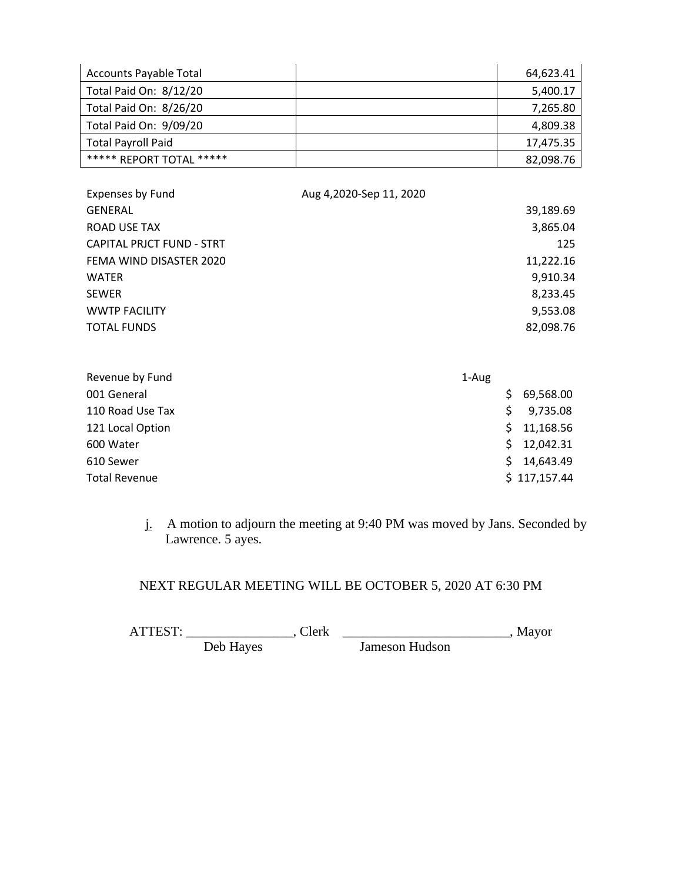| | | |
|---|---|---|
| Accounts Payable Total | | 64,623.41 |
| Total Paid On: 8/12/20 | | 5,400.17 |
| Total Paid On: 8/26/20 | | 7,265.80 |
| Total Paid On: 9/09/20 | | 4,809.38 |
| Total Payroll Paid | | 17,475.35 |
| ***** REPORT TOTAL ***** | | 82,098.76 |

| Expenses by Fund | Aug 4,2020-Sep 11, 2020 |
|---|---|
| GENERAL | 39,189.69 |
| ROAD USE TAX | 3,865.04 |
| CAPITAL PRJCT FUND - STRT | 125 |
| FEMA WIND DISASTER 2020 | 11,222.16 |
| WATER | 9,910.34 |
| SEWER | 8,233.45 |
| WWTP FACILITY | 9,553.08 |
| TOTAL FUNDS | 82,098.76 |

| Revenue by Fund | 1-Aug |
|---|---|
| 001 General | $ 69,568.00 |
| 110 Road Use Tax | $ 9,735.08 |
| 121 Local Option | $ 11,168.56 |
| 600 Water | $ 12,042.31 |
| 610 Sewer | $ 14,643.49 |
| Total Revenue | $ 117,157.44 |

j. A motion to adjourn the meeting at 9:40 PM was moved by Jans. Seconded by Lawrence. 5 ayes.

NEXT REGULAR MEETING WILL BE OCTOBER 5, 2020 AT 6:30 PM

ATTEST: ________________, Clerk    _________________________, Mayor

Deb Hayes    Jameson Hudson